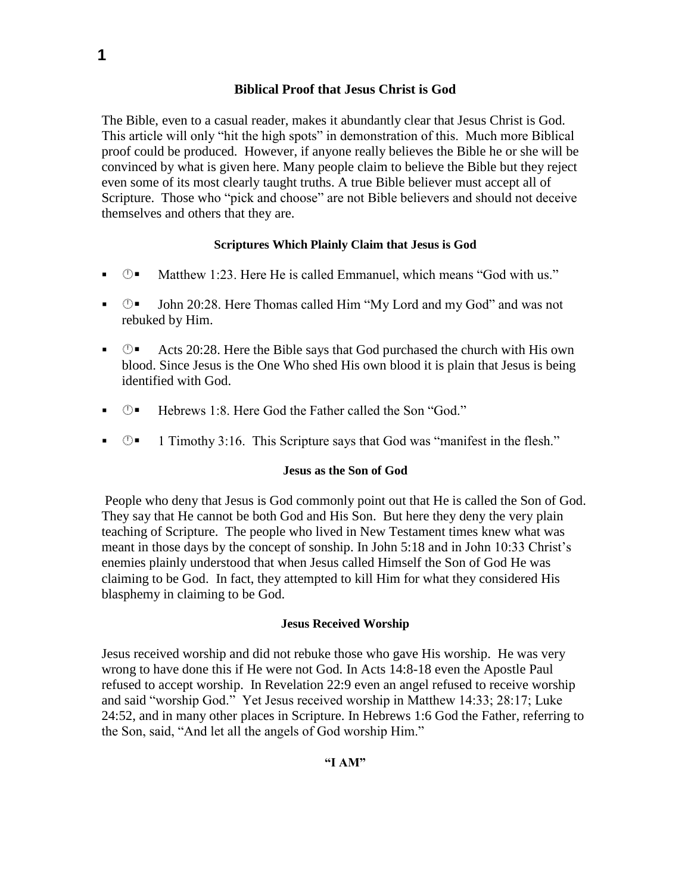# Biblical Proof that Jesus Christ is God

The Bible, even to a casual reader, makes it abundantly clear that Jesus Christ is God. This article will only "hit the high spots" in demonstration of this. Much more Biblical proof could be produced. However, if anyone really believes the Bible he or she will be convinced by what is given here. Many people claim to believe the Bible but they reject even some of its most clearly taught truths. A true Bible believer must accept all of Scripture. Those who "pick and choose" are not Bible believers and should not deceive themselves and others that they are.

## Scriptures Which Plainly Claim that Jesus is God

- Matthew 1:23. Here He is called Emmanuel, which means "God with us."
- John 20:28. Here Thomas called Him "My Lord and my God" and was not rebuked by Him.
- Acts 20:28. Here the Bible says that God purchased the church with His own blood. Since Jesus is the One Who shed His own blood it is plain that Jesus is being identified with God.
- Hebrews 1:8. Here God the Father called the Son "God."
- 1 Timothy 3:16. This Scripture says that God was "manifest in the flesh."

## Jesus as the Son of God

People who deny that Jesus is God commonly point out that He is called the Son of God. They say that He cannot be both God and His Son. But here they deny the very plain teaching of Scripture. The people who lived in New Testament times knew what was meant in those days by the concept of sonship. In John 5:18 and in John 10:33 Christ's enemies plainly understood that when Jesus called Himself the Son of God He was claiming to be God. In fact, they attempted to kill Him for what they considered His blasphemy in claiming to be God.

## Jesus Received Worship

Jesus received worship and did not rebuke those who gave His worship. He was very wrong to have done this if He were not God. In Acts 14:8-18 even the Apostle Paul refused to accept worship. In Revelation 22:9 even an angel refused to receive worship and said "worship God." Yet Jesus received worship in Matthew 14:33; 28:17; Luke 24:52, and in many other places in Scripture. In Hebrews 1:6 God the Father, referring to the Son, said, "And let all the angels of God worship Him."

## "I AM"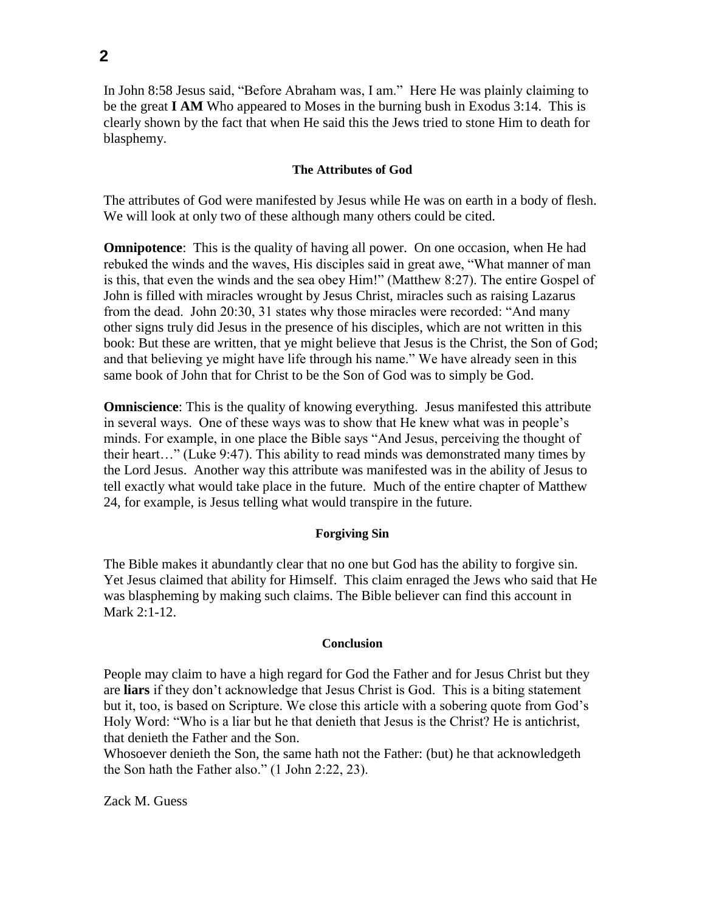In John 8:58 Jesus said, “Before Abraham was, I am.” Here He was plainly claiming to be the great **I AM** Who appeared to Moses in the burning bush in Exodus 3:14. This is clearly shown by the fact that when He said this the Jews tried to stone Him to death for blasphemy.

### The Attributes of God

The attributes of God were manifested by Jesus while He was on earth in a body of flesh. We will look at only two of these although many others could be cited.

**Omnipotence**: This is the quality of having all power. On one occasion, when He had rebuked the winds and the waves, His disciples said in great awe, “What manner of man is this, that even the winds and the sea obey Him!” (Matthew 8:27). The entire Gospel of John is filled with miracles wrought by Jesus Christ, miracles such as raising Lazarus from the dead. John 20:30, 31 states why those miracles were recorded: “And many other signs truly did Jesus in the presence of his disciples, which are not written in this book: But these are written, that ye might believe that Jesus is the Christ, the Son of God; and that believing ye might have life through his name.” We have already seen in this same book of John that for Christ to be the Son of God was to simply be God.

**Omniscience**: This is the quality of knowing everything. Jesus manifested this attribute in several ways. One of these ways was to show that He knew what was in people’s minds. For example, in one place the Bible says “And Jesus, perceiving the thought of their heart…” (Luke 9:47). This ability to read minds was demonstrated many times by the Lord Jesus. Another way this attribute was manifested was in the ability of Jesus to tell exactly what would take place in the future. Much of the entire chapter of Matthew 24, for example, is Jesus telling what would transpire in the future.

### Forgiving Sin

The Bible makes it abundantly clear that no one but God has the ability to forgive sin. Yet Jesus claimed that ability for Himself. This claim enraged the Jews who said that He was blaspheming by making such claims. The Bible believer can find this account in Mark 2:1-12.

### Conclusion

People may claim to have a high regard for God the Father and for Jesus Christ but they are **liars** if they don’t acknowledge that Jesus Christ is God. This is a biting statement but it, too, is based on Scripture. We close this article with a sobering quote from God’s Holy Word: “Who is a liar but he that denieth that Jesus is the Christ? He is antichrist, that denieth the Father and the Son.
Whosoever denieth the Son, the same hath not the Father: (but) he that acknowledgeth the Son hath the Father also.” (1 John 2:22, 23).

Zack M. Guess